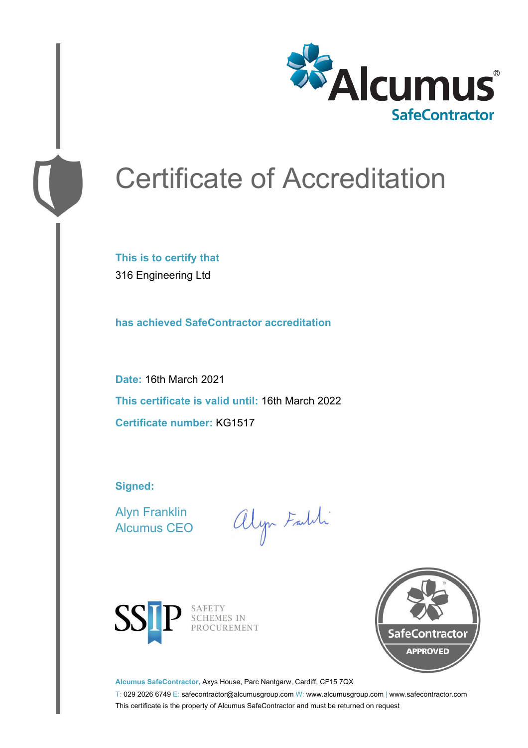Alcumus®
SafeContractor

# Certificate of Accreditation

**This is to certify that**

316 Engineering Ltd

**has achieved SafeContractor accreditation**

**Date:** 16th March 2021

**This certificate is valid until:** 16th March 2022

**Certificate number:** KG1517

**Signed:**

Alyn Franklin
Alcumus CEO

SSIP SAFETY SCHEMES IN PROCUREMENT

SafeContractor APPROVED

**Alcumus SafeContractor,** Axys House, Parc Nantgarw, Cardiff, CF15 7QX

T: 029 2026 6749 E: safecontractor@alcumusgroup.com W: www.alcumusgroup.com | www.safecontractor.com

This certificate is the property of Alcumus SafeContractor and must be returned on request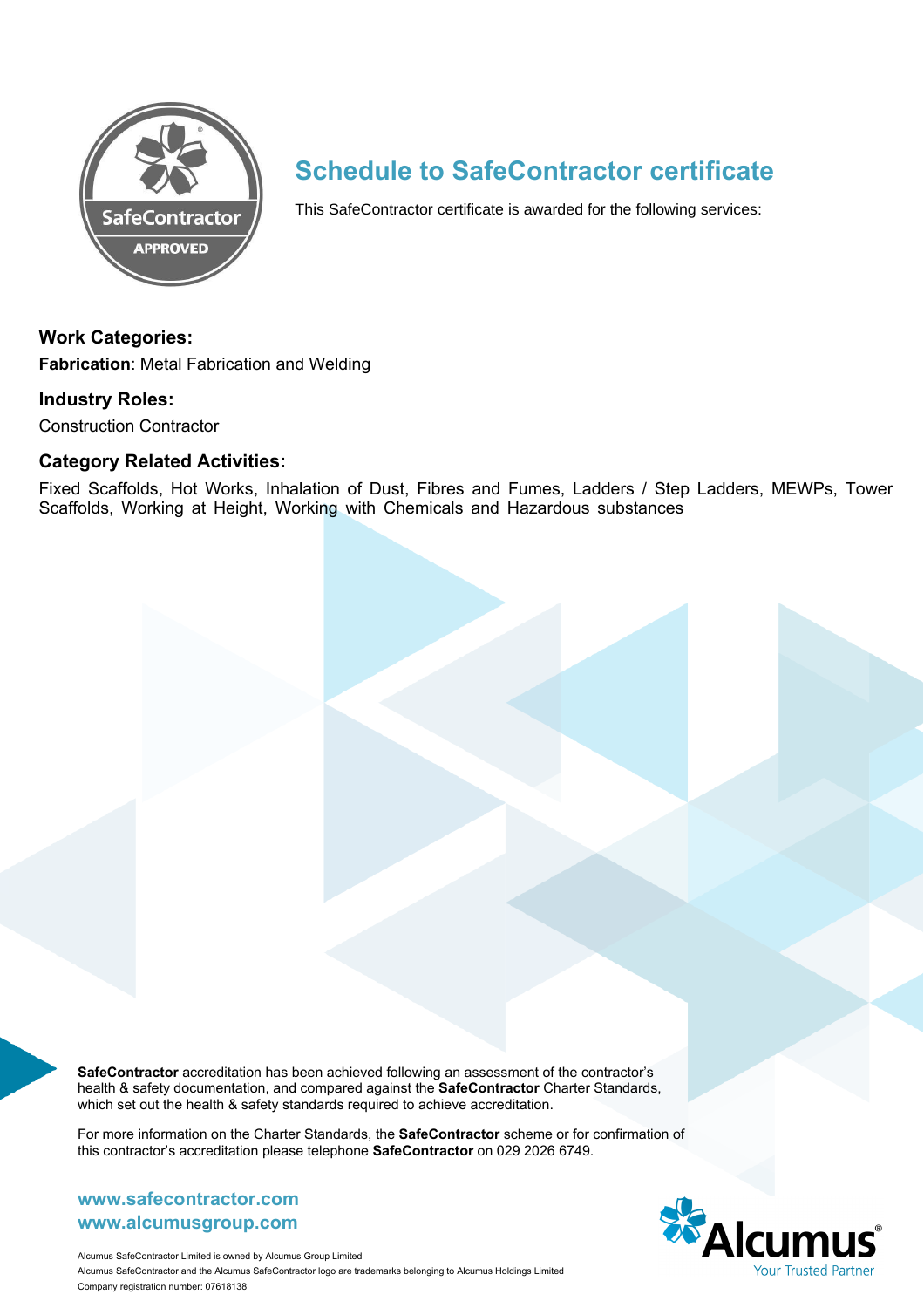# Schedule to SafeContractor certificate

This SafeContractor certificate is awarded for the following services:

### Work Categories:

**Fabrication**: Metal Fabrication and Welding

### Industry Roles:

Construction Contractor

### Category Related Activities:

Fixed Scaffolds, Hot Works, Inhalation of Dust, Fibres and Fumes, Ladders / Step Ladders, MEWPs, Tower Scaffolds, Working at Height, Working with Chemicals and Hazardous substances

**SafeContractor** accreditation has been achieved following an assessment of the contractor's health & safety documentation, and compared against the **SafeContractor** Charter Standards, which set out the health & safety standards required to achieve accreditation.

For more information on the Charter Standards, the **SafeContractor** scheme or for confirmation of this contractor's accreditation please telephone **SafeContractor** on 029 2026 6749.

**www.safecontractor.com**
**www.alcumusgroup.com**

Alcumus SafeContractor Limited is owned by Alcumus Group Limited
Alcumus SafeContractor and the Alcumus SafeContractor logo are trademarks belonging to Alcumus Holdings Limited
Company registration number: 07618138

Alcumus®
Your Trusted Partner